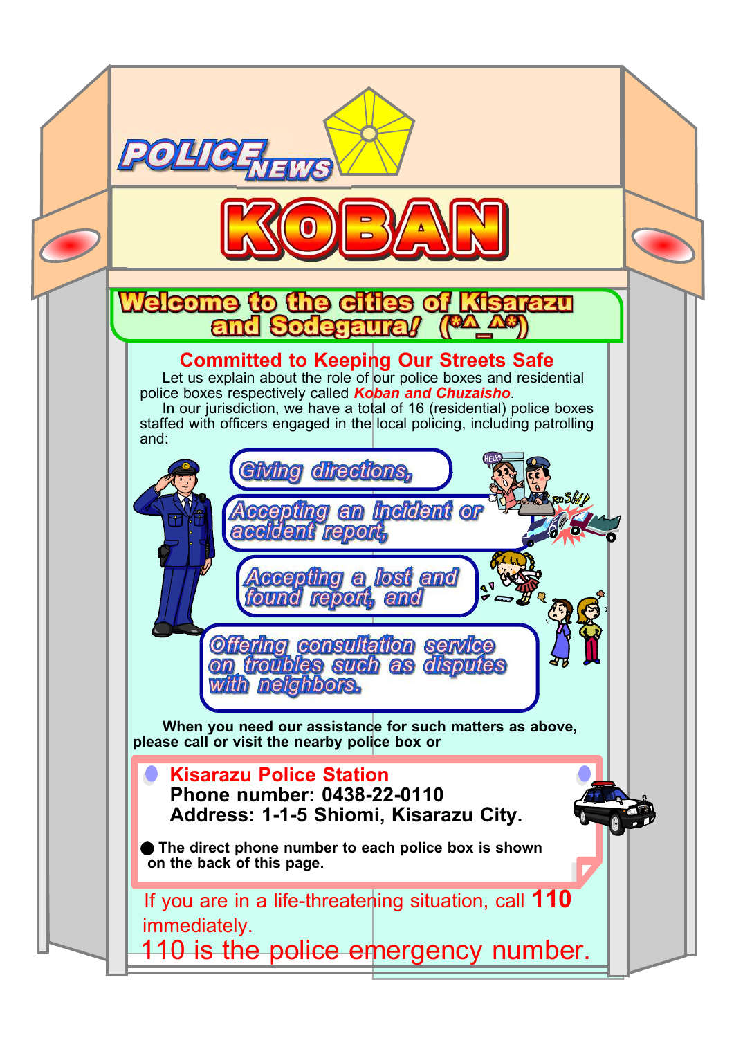# POLICE NEWS

# KOBAN

## Welcome to the cities of Kisarazu and Sodegaura! (*^_^*)

### Committed to Keeping Our Streets Safe

Let us explain about the role of our police boxes and residential police boxes respectively called ***Koban and Chuzaisho***.

In our jurisdiction, we have a total of 16 (residential) police boxes staffed with officers engaged in the local policing, including patrolling and:

- *Giving directions,*
- *Accepting an incident or accident report,*
- *Accepting a lost and found report, and*
- *Offering consultation service on troubles such as disputes with neighbors.*

**When you need our assistance for such matters as above, please call or visit the nearby police box or**

**Kisarazu Police Station**
**Phone number: 0438-22-0110**
**Address: 1-1-5 Shiomi, Kisarazu City.**

● **The direct phone number to each police box is shown on the back of this page.**

If you are in a life-threatening situation, call **110** immediately.

110 is the police emergency number.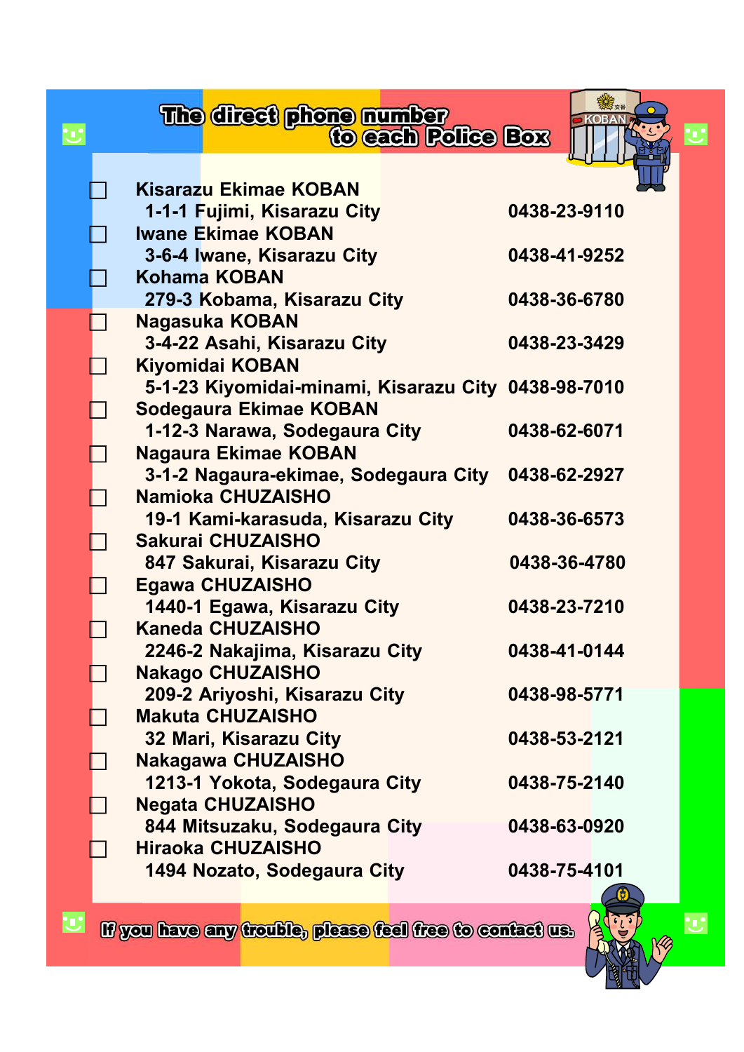# The direct phone number to each Police Box

| | | |
|---|---|---|
| ☐ | **Kisarazu Ekimae KOBAN**<br>1-1-1 Fujimi, Kisarazu City | 0438-23-9110 |
| ☐ | **Iwane Ekimae KOBAN**<br>3-6-4 Iwane, Kisarazu City | 0438-41-9252 |
| ☐ | **Kohama KOBAN**<br>279-3 Kobama, Kisarazu City | 0438-36-6780 |
| ☐ | **Nagasuka KOBAN**<br>3-4-22 Asahi, Kisarazu City | 0438-23-3429 |
| ☐ | **Kiyomidai KOBAN**<br>5-1-23 Kiyomidai-minami, Kisarazu City | 0438-98-7010 |
| ☐ | **Sodegaura Ekimae KOBAN**<br>1-12-3 Narawa, Sodegaura City | 0438-62-6071 |
| ☐ | **Nagaura Ekimae KOBAN**<br>3-1-2 Nagaura-ekimae, Sodegaura City | 0438-62-2927 |
| ☐ | **Namioka CHUZAISHO**<br>19-1 Kami-karasuda, Kisarazu City | 0438-36-6573 |
| ☐ | **Sakurai CHUZAISHO**<br>847 Sakurai, Kisarazu City | 0438-36-4780 |
| ☐ | **Egawa CHUZAISHO**<br>1440-1 Egawa, Kisarazu City | 0438-23-7210 |
| ☐ | **Kaneda CHUZAISHO**<br>2246-2 Nakajima, Kisarazu City | 0438-41-0144 |
| ☐ | **Nakago CHUZAISHO**<br>209-2 Ariyoshi, Kisarazu City | 0438-98-5771 |
| ☐ | **Makuta CHUZAISHO**<br>32 Mari, Kisarazu City | 0438-53-2121 |
| ☐ | **Nakagawa CHUZAISHO**<br>1213-1 Yokota, Sodegaura City | 0438-75-2140 |
| ☐ | **Negata CHUZAISHO**<br>844 Mitsuzaku, Sodegaura City | 0438-63-0920 |
| ☐ | **Hiraoka CHUZAISHO**<br>1494 Nozato, Sodegaura City | 0438-75-4101 |

**If you have any trouble, please feel free to contact us.**